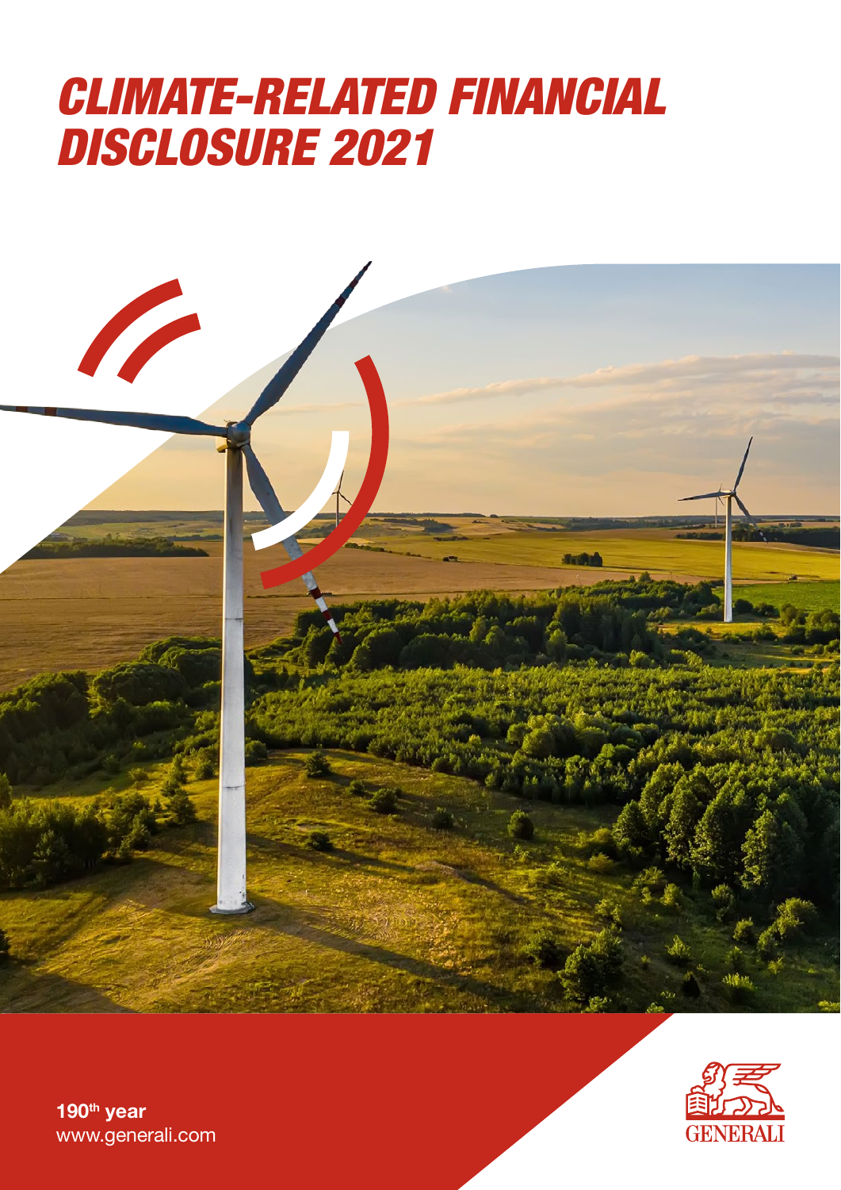# CLIMATE-RELATED FINANCIAL DISCLOSURE 2021

**190th year**
www.generali.com

GENERALI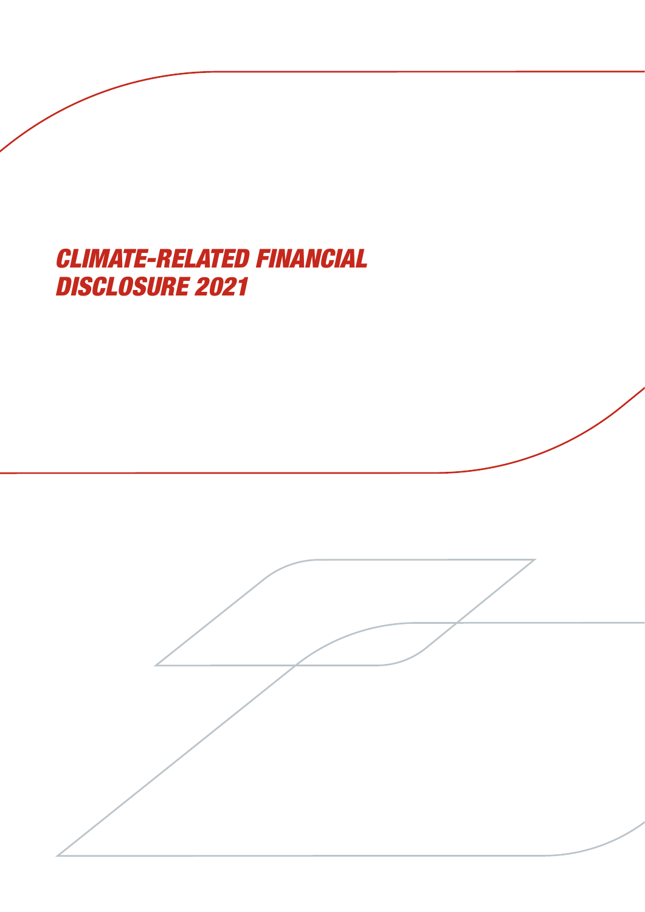# *CLIMATE-RELATED FINANCIAL DISCLOSURE 2021*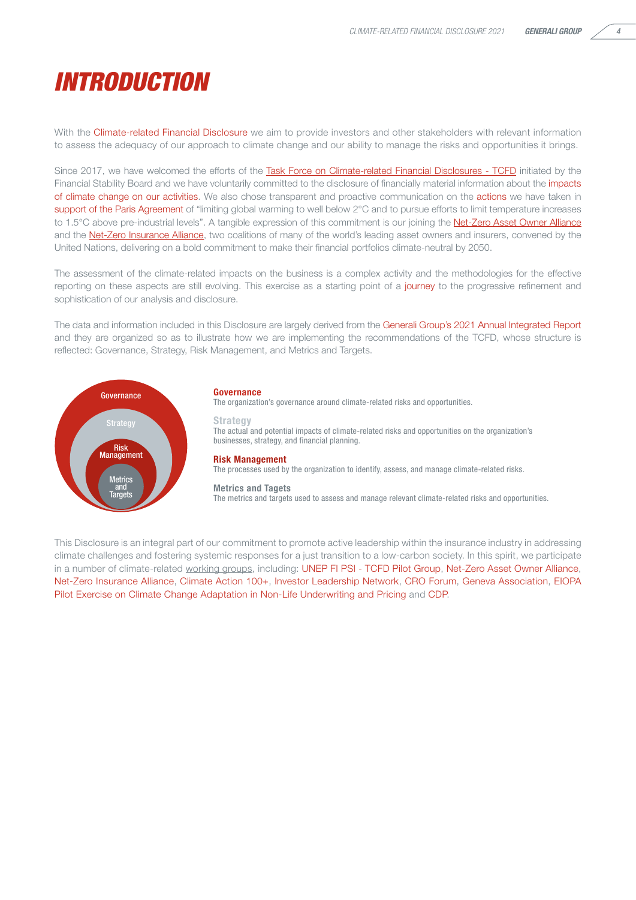// INTRODUCTION

With the Climate-related Financial Disclosure we aim to provide investors and other stakeholders with relevant information to assess the adequacy of our approach to climate change and our ability to manage the risks and opportunities it brings.

Since 2017, we have welcomed the efforts of the Task Force on Climate-related Financial Disclosures - TCFD initiated by the Financial Stability Board and we have voluntarily committed to the disclosure of financially material information about the impacts of climate change on our activities. We also chose transparent and proactive communication on the actions we have taken in support of the Paris Agreement of "limiting global warming to well below 2°C and to pursue efforts to limit temperature increases to 1.5°C above pre-industrial levels". A tangible expression of this commitment is our joining the Net-Zero Asset Owner Alliance and the Net-Zero Insurance Alliance, two coalitions of many of the world's leading asset owners and insurers, convened by the United Nations, delivering on a bold commitment to make their financial portfolios climate-neutral by 2050.

The assessment of the climate-related impacts on the business is a complex activity and the methodologies for the effective reporting on these aspects are still evolving. This exercise as a starting point of a journey to the progressive refinement and sophistication of our analysis and disclosure.

The data and information included in this Disclosure are largely derived from the Generali Group's 2021 Annual Integrated Report and they are organized so as to illustrate how we are implementing the recommendations of the TCFD, whose structure is reflected: Governance, Strategy, Risk Management, and Metrics and Targets.

Governance
Strategy
Risk Management
Metrics and Targets

**Governance**
The organization's governance around climate-related risks and opportunities.

**Strategy**
The actual and potential impacts of climate-related risks and opportunities on the organization's businesses, strategy, and financial planning.

**Risk Management**
The processes used by the organization to identify, assess, and manage climate-related risks.

**Metrics and Tagets**
The metrics and targets used to assess and manage relevant climate-related risks and opportunities.

This Disclosure is an integral part of our commitment to promote active leadership within the insurance industry in addressing climate challenges and fostering systemic responses for a just transition to a low-carbon society. In this spirit, we participate in a number of climate-related working groups, including: UNEP FI PSI - TCFD Pilot Group, Net-Zero Asset Owner Alliance, Net-Zero Insurance Alliance, Climate Action 100+, Investor Leadership Network, CRO Forum, Geneva Association, EIOPA Pilot Exercise on Climate Change Adaptation in Non-Life Underwriting and Pricing and CDP.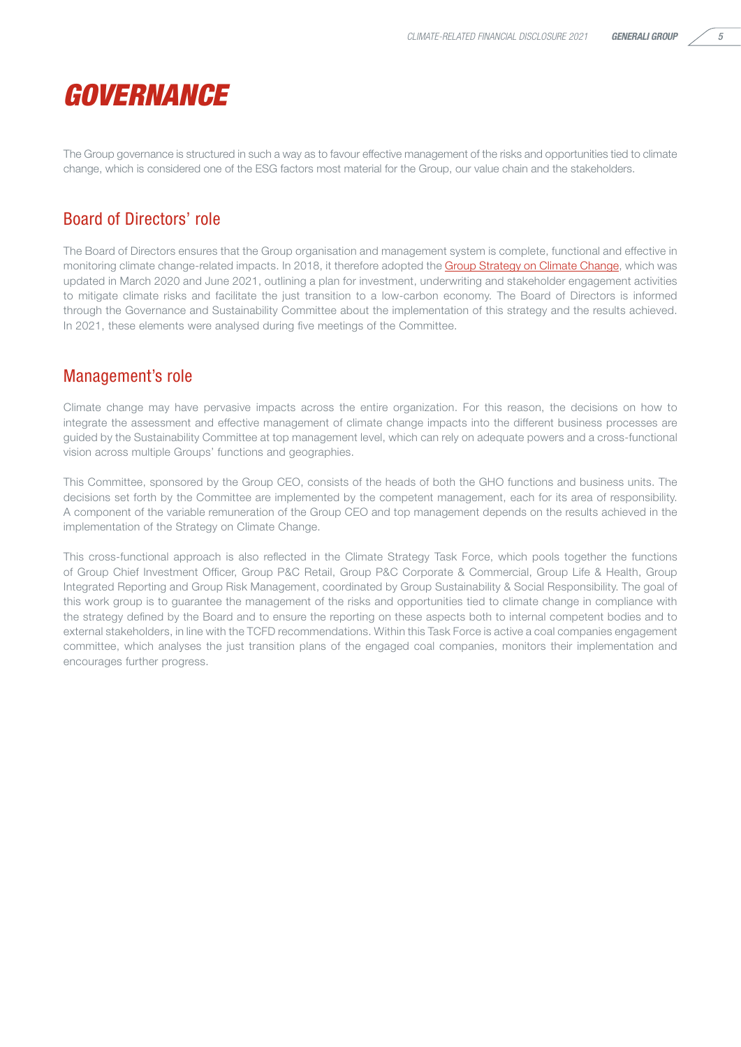# GOVERNANCE

The Group governance is structured in such a way as to favour effective management of the risks and opportunities tied to climate change, which is considered one of the ESG factors most material for the Group, our value chain and the stakeholders.

## Board of Directors' role

The Board of Directors ensures that the Group organisation and management system is complete, functional and effective in monitoring climate change-related impacts. In 2018, it therefore adopted the Group Strategy on Climate Change, which was updated in March 2020 and June 2021, outlining a plan for investment, underwriting and stakeholder engagement activities to mitigate climate risks and facilitate the just transition to a low-carbon economy. The Board of Directors is informed through the Governance and Sustainability Committee about the implementation of this strategy and the results achieved. In 2021, these elements were analysed during five meetings of the Committee.

## Management's role

Climate change may have pervasive impacts across the entire organization. For this reason, the decisions on how to integrate the assessment and effective management of climate change impacts into the different business processes are guided by the Sustainability Committee at top management level, which can rely on adequate powers and a cross-functional vision across multiple Groups' functions and geographies.

This Committee, sponsored by the Group CEO, consists of the heads of both the GHO functions and business units. The decisions set forth by the Committee are implemented by the competent management, each for its area of responsibility. A component of the variable remuneration of the Group CEO and top management depends on the results achieved in the implementation of the Strategy on Climate Change.

This cross-functional approach is also reflected in the Climate Strategy Task Force, which pools together the functions of Group Chief Investment Officer, Group P&C Retail, Group P&C Corporate & Commercial, Group Life & Health, Group Integrated Reporting and Group Risk Management, coordinated by Group Sustainability & Social Responsibility. The goal of this work group is to guarantee the management of the risks and opportunities tied to climate change in compliance with the strategy defined by the Board and to ensure the reporting on these aspects both to internal competent bodies and to external stakeholders, in line with the TCFD recommendations. Within this Task Force is active a coal companies engagement committee, which analyses the just transition plans of the engaged coal companies, monitors their implementation and encourages further progress.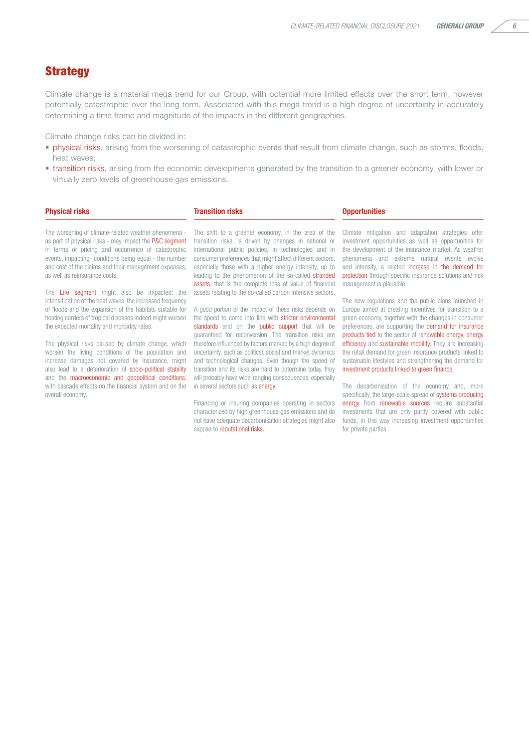# Strategy

Climate change is a material mega trend for our Group, with potential more limited effects over the short term, however potentially catastrophic over the long term. Associated with this mega trend is a high degree of uncertainty in accurately determining a time frame and magnitude of the impacts in the different geographies.

Climate change risks can be divided in:

- physical risks, arising from the worsening of catastrophic events that result from climate change, such as storms, floods, heat waves;
- transition risks, arising from the economic developments generated by the transition to a greener economy, with lower or virtually zero levels of greenhouse gas emissions.

## Physical risks

The worsening of climate-related weather phenomena - as part of physical risks - may impact the P&C segment in terms of pricing and occurrence of catastrophic events, impacting- conditions being equal - the number and cost of the claims and their management expenses, as well as reinsurance costs.

The Life segment might also be impacted: the intensification of the heat waves, the increased frequency of floods and the expansion of the habitats suitable for hosting carriers of tropical diseases indeed might worsen the expected mortality and morbidity rates.

The physical risks caused by climate change, which worsen the living conditions of the population and increase damages not covered by insurance, might also lead to a deterioration of socio-political stability and the macroeconomic and geopolitical conditions, with cascade effects on the financial system and on the overall economy.

## Transition risks

The shift to a greener economy, in the area of the transition risks, is driven by changes in national or international public policies, in technologies and in consumer preferences that might affect different sectors, especially those with a higher energy intensity, up to leading to the phenomenon of the so-called stranded assets, that is the complete loss of value of financial assets relating to the so-called carbon intensive sectors.

A good portion of the impact of these risks depends on the speed to come into line with stricter environmental standards and on the public support that will be guaranteed for reconversion. The transition risks are therefore influenced by factors marked by a high degree of uncertainty, such as political, social and market dynamics and technological changes. Even though the speed of transition and its risks are hard to determine today, they will probably have wide-ranging consequences, especially in several sectors such as energy.

Financing or insuring companies operating in sectors characterized by high greenhouse gas emissions and do not have adequate decarbonisation strategies might also expose to reputational risks.

## Opportunities

Climate mitigation and adaptation strategies offer investment opportunities as well as opportunities for the development of the insurance market. As weather phenomena and extreme natural events evolve and intensify, a related increase in the demand for protection through specific insurance solutions and risk management is plausible.

The new regulations and the public plans launched in Europe aimed at creating incentives for transition to a green economy, together with the changes in consumer preferences, are supporting the demand for insurance products tied to the sector of renewable energy, energy efficiency and sustainable mobility. They are increasing the retail demand for green insurance products linked to sustainable lifestyles and strengthening the demand for investment products linked to green finance.

The decarbonisation of the economy and, more specifically, the large-scale spread of systems producing energy from renewable sources require substantial investments that are only partly covered with public funds, in this way increasing investment opportunities for private parties.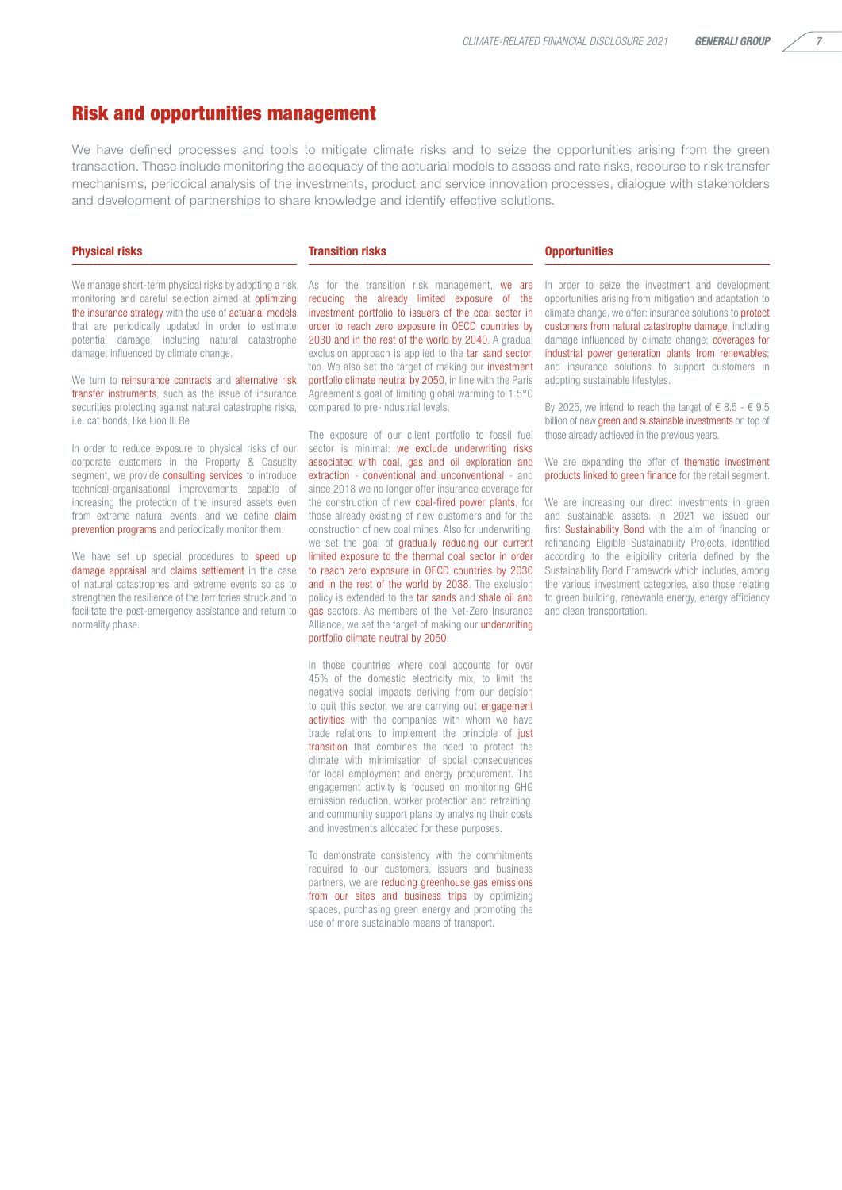## Risk and opportunities management

We have defined processes and tools to mitigate climate risks and to seize the opportunities arising from the green transaction. These include monitoring the adequacy of the actuarial models to assess and rate risks, recourse to risk transfer mechanisms, periodical analysis of the investments, product and service innovation processes, dialogue with stakeholders and development of partnerships to share knowledge and identify effective solutions.

### Physical risks

We manage short-term physical risks by adopting a risk monitoring and careful selection aimed at optimizing the insurance strategy with the use of actuarial models that are periodically updated in order to estimate potential damage, including natural catastrophe damage, influenced by climate change.

We turn to reinsurance contracts and alternative risk transfer instruments, such as the issue of insurance securities protecting against natural catastrophe risks, i.e. cat bonds, like Lion III Re

In order to reduce exposure to physical risks of our corporate customers in the Property & Casualty segment, we provide consulting services to introduce technical-organisational improvements capable of increasing the protection of the insured assets even from extreme natural events, and we define claim prevention programs and periodically monitor them.

We have set up special procedures to speed up damage appraisal and claims settlement in the case of natural catastrophes and extreme events so as to strengthen the resilience of the territories struck and to facilitate the post-emergency assistance and return to normality phase.

### Transition risks

As for the transition risk management, we are reducing the already limited exposure of the investment portfolio to issuers of the coal sector in order to reach zero exposure in OECD countries by 2030 and in the rest of the world by 2040. A gradual exclusion approach is applied to the tar sand sector, too. We also set the target of making our investment portfolio climate neutral by 2050, in line with the Paris Agreement's goal of limiting global warming to 1.5°C compared to pre-industrial levels.

The exposure of our client portfolio to fossil fuel sector is minimal: we exclude underwriting risks associated with coal, gas and oil exploration and extraction - conventional and unconventional - and since 2018 we no longer offer insurance coverage for the construction of new coal-fired power plants, for those already existing of new customers and for the construction of new coal mines. Also for underwriting, we set the goal of gradually reducing our current limited exposure to the thermal coal sector in order to reach zero exposure in OECD countries by 2030 and in the rest of the world by 2038. The exclusion policy is extended to the tar sands and shale oil and gas sectors. As members of the Net-Zero Insurance Alliance, we set the target of making our underwriting portfolio climate neutral by 2050.

In those countries where coal accounts for over 45% of the domestic electricity mix, to limit the negative social impacts deriving from our decision to quit this sector, we are carrying out engagement activities with the companies with whom we have trade relations to implement the principle of just transition that combines the need to protect the climate with minimisation of social consequences for local employment and energy procurement. The engagement activity is focused on monitoring GHG emission reduction, worker protection and retraining, and community support plans by analysing their costs and investments allocated for these purposes.

To demonstrate consistency with the commitments required to our customers, issuers and business partners, we are reducing greenhouse gas emissions from our sites and business trips by optimizing spaces, purchasing green energy and promoting the use of more sustainable means of transport.

### Opportunities

In order to seize the investment and development opportunities arising from mitigation and adaptation to climate change, we offer: insurance solutions to protect customers from natural catastrophe damage, including damage influenced by climate change; coverages for industrial power generation plants from renewables; and insurance solutions to support customers in adopting sustainable lifestyles.

By 2025, we intend to reach the target of € 8.5 - € 9.5 billion of new green and sustainable investments on top of those already achieved in the previous years.

We are expanding the offer of thematic investment products linked to green finance for the retail segment.

We are increasing our direct investments in green and sustainable assets. In 2021 we issued our first Sustainability Bond with the aim of financing or refinancing Eligible Sustainability Projects, identified according to the eligibility criteria defined by the Sustainability Bond Framework which includes, among the various investment categories, also those relating to green building, renewable energy, energy efficiency and clean transportation.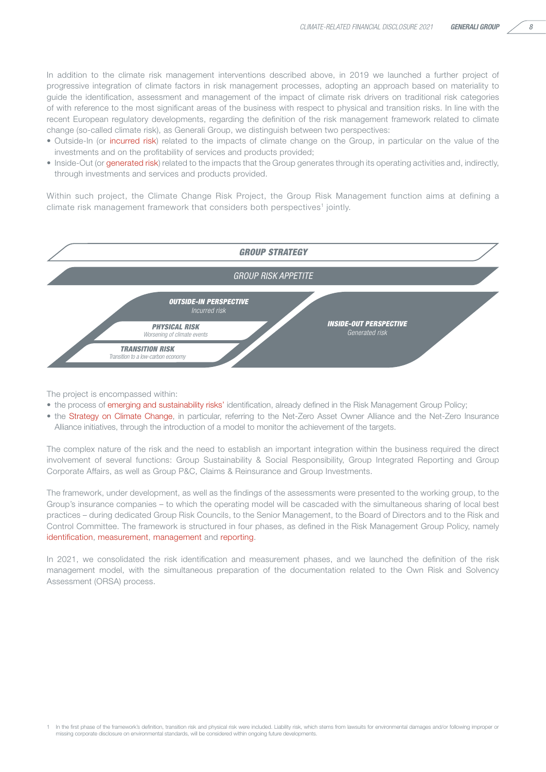In addition to the climate risk management interventions described above, in 2019 we launched a further project of progressive integration of climate factors in risk management processes, adopting an approach based on materiality to guide the identification, assessment and management of the impact of climate risk drivers on traditional risk categories of with reference to the most significant areas of the business with respect to physical and transition risks. In line with the recent European regulatory developments, regarding the definition of the risk management framework related to climate change (so-called climate risk), as Generali Group, we distinguish between two perspectives:

- Outside-In (or incurred risk) related to the impacts of climate change on the Group, in particular on the value of the investments and on the profitability of services and products provided;
- Inside-Out (or generated risk) related to the impacts that the Group generates through its operating activities and, indirectly, through investments and services and products provided.

Within such project, the Climate Change Risk Project, the Group Risk Management function aims at defining a climate risk management framework that considers both perspectives[1] jointly.

**GROUP STRATEGY**

*GROUP RISK APPETITE*

**OUTSIDE-IN PERSPECTIVE**
*Incurred risk*

**PHYSICAL RISK**
*Worsening of climate events*

**TRANSITION RISK**
*Transition to a low-carbon economy*

**INSIDE-OUT PERSPECTIVE**
*Generated risk*

The project is encompassed within:

- the process of emerging and sustainability risks' identification, already defined in the Risk Management Group Policy;
- the Strategy on Climate Change, in particular, referring to the Net-Zero Asset Owner Alliance and the Net-Zero Insurance Alliance initiatives, through the introduction of a model to monitor the achievement of the targets.

The complex nature of the risk and the need to establish an important integration within the business required the direct involvement of several functions: Group Sustainability & Social Responsibility, Group Integrated Reporting and Group Corporate Affairs, as well as Group P&C, Claims & Reinsurance and Group Investments.

The framework, under development, as well as the findings of the assessments were presented to the working group, to the Group's insurance companies – to which the operating model will be cascaded with the simultaneous sharing of local best practices – during dedicated Group Risk Councils, to the Senior Management, to the Board of Directors and to the Risk and Control Committee. The framework is structured in four phases, as defined in the Risk Management Group Policy, namely identification, measurement, management and reporting.

In 2021, we consolidated the risk identification and measurement phases, and we launched the definition of the risk management model, with the simultaneous preparation of the documentation related to the Own Risk and Solvency Assessment (ORSA) process.

[1] In the first phase of the framework's definition, transition risk and physical risk were included. Liability risk, which stems from lawsuits for environmental damages and/or following improper or missing corporate disclosure on environmental standards, will be considered within ongoing future developments.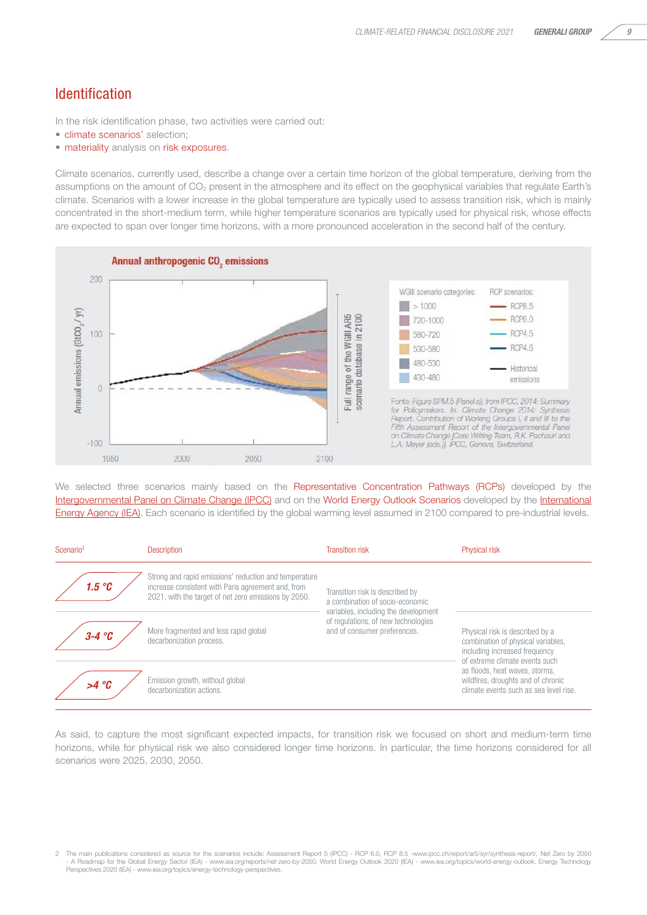## Identification

In the risk identification phase, two activities were carried out:

- climate scenarios' selection;
- materiality analysis on risk exposures.

Climate scenarios, currently used, describe a change over a certain time horizon of the global temperature, deriving from the assumptions on the amount of $CO_2$ present in the atmosphere and its effect on the geophysical variables that regulate Earth's climate. Scenarios with a lower increase in the global temperature are typically used to assess transition risk, which is mainly concentrated in the short-medium term, while higher temperature scenarios are typically used for physical risk, whose effects are expected to span over longer time horizons, with a more pronounced acceleration in the second half of the century.

**Annual anthropogenic $CO_2$ emissions**

Fonte: Figure SPM.5 (Panel a)) from IPCC, 2014: Summary for Policymakers. In: Climate Change 2014: Synthesis Report. Contribution of Working Groups I, II and III to the Fifth Assessment Report of the Intergovernmental Panel on Climate Change [Core Writing Team, R.K. Pachauri and L.A. Meyer (eds.)]. IPCC, Geneva, Switzerland.

We selected three scenarios mainly based on the Representative Concentration Pathways (RCPs) developed by the Intergovernmental Panel on Climate Change (IPCC) and on the World Energy Outlook Scenarios developed by the International Energy Agency (IEA). Each scenario is identified by the global warming level assumed in 2100 compared to pre-industrial levels.

| Scenario[2] | Description | Transition risk | Physical risk |
|---|---|---|---|
| 1.5 °C | Strong and rapid emissions' reduction and temperature increase consistent with Paris agreement and, from 2021, with the target of net zero emissions by 2050. | Transition risk is described by a combination of socio-economic variables, including the development of regulations, of new technologies and of consumer preferences. | |
| 3-4 °C | More fragmented and less rapid global decarbonization process. | | Physical risk is described by a combination of physical variables, including increased frequency of extreme climate events such as floods, heat waves, storms, wildfires, droughts and of chronic climate events such as sea level rise. |
| >4 °C | Emission growth, without global decarbonization actions. | | |

As said, to capture the most significant expected impacts, for transition risk we focused on short and medium-term time horizons, while for physical risk we also considered longer time horizons. In particular, the time horizons considered for all scenarios were 2025, 2030, 2050.

2 The main publications considered as source for the scenarios include: Assessment Report 5 (IPCC) - RCP 6.0, RCP 8.5 -www.ipcc.ch/report/ar5/syr/synthesis-report/, Net Zero by 2050 - A Roadmap for the Global Energy Sector (IEA) - www.iea.org/reports/net-zero-by-2050, World Energy Outlook 2020 (IEA) - www.iea.org/topics/world-energy-outlook, Energy Technology Perspectives 2020 (IEA) - www.iea.org/topics/energy-technology-perspectives.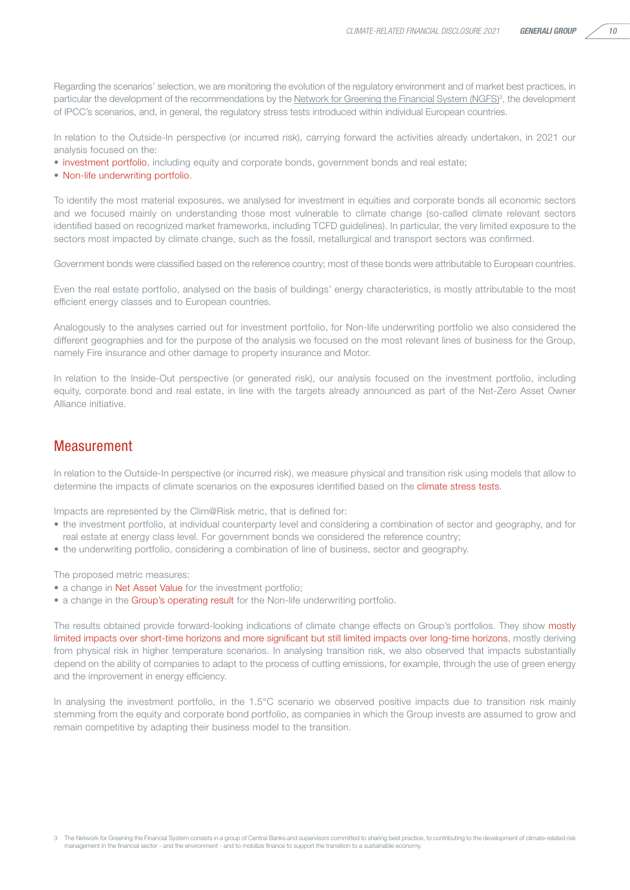Regarding the scenarios' selection, we are monitoring the evolution of the regulatory environment and of market best practices, in particular the development of the recommendations by the Network for Greening the Financial System (NGFS)[3], the development of IPCC's scenarios, and, in general, the regulatory stress tests introduced within individual European countries.

In relation to the Outside-In perspective (or incurred risk), carrying forward the activities already undertaken, in 2021 our analysis focused on the:

- investment portfolio, including equity and corporate bonds, government bonds and real estate;
- Non-life underwriting portfolio.

To identify the most material exposures, we analysed for investment in equities and corporate bonds all economic sectors and we focused mainly on understanding those most vulnerable to climate change (so-called climate relevant sectors identified based on recognized market frameworks, including TCFD guidelines). In particular, the very limited exposure to the sectors most impacted by climate change, such as the fossil, metallurgical and transport sectors was confirmed.

Government bonds were classified based on the reference country; most of these bonds were attributable to European countries.

Even the real estate portfolio, analysed on the basis of buildings' energy characteristics, is mostly attributable to the most efficient energy classes and to European countries.

Analogously to the analyses carried out for investment portfolio, for Non-life underwriting portfolio we also considered the different geographies and for the purpose of the analysis we focused on the most relevant lines of business for the Group, namely Fire insurance and other damage to property insurance and Motor.

In relation to the Inside-Out perspective (or generated risk), our analysis focused on the investment portfolio, including equity, corporate bond and real estate, in line with the targets already announced as part of the Net-Zero Asset Owner Alliance initiative.

## Measurement

In relation to the Outside-In perspective (or incurred risk), we measure physical and transition risk using models that allow to determine the impacts of climate scenarios on the exposures identified based on the climate stress tests.

Impacts are represented by the Clim@Risk metric, that is defined for:

- the investment portfolio, at individual counterparty level and considering a combination of sector and geography, and for real estate at energy class level. For government bonds we considered the reference country;
- the underwriting portfolio, considering a combination of line of business, sector and geography.

The proposed metric measures:

- a change in Net Asset Value for the investment portfolio;
- a change in the Group's operating result for the Non-life underwriting portfolio.

The results obtained provide forward-looking indications of climate change effects on Group's portfolios. They show mostly limited impacts over short-time horizons and more significant but still limited impacts over long-time horizons, mostly deriving from physical risk in higher temperature scenarios. In analysing transition risk, we also observed that impacts substantially depend on the ability of companies to adapt to the process of cutting emissions, for example, through the use of green energy and the improvement in energy efficiency.

In analysing the investment portfolio, in the 1.5°C scenario we observed positive impacts due to transition risk mainly stemming from the equity and corporate bond portfolio, as companies in which the Group invests are assumed to grow and remain competitive by adapting their business model to the transition.

[3] The Network for Greening the Financial System consists in a group of Central Banks and supervisors committed to sharing best practice, to contributing to the development of climate-related risk management in the financial sector - and the environment - and to mobilize finance to support the transition to a sustainable economy.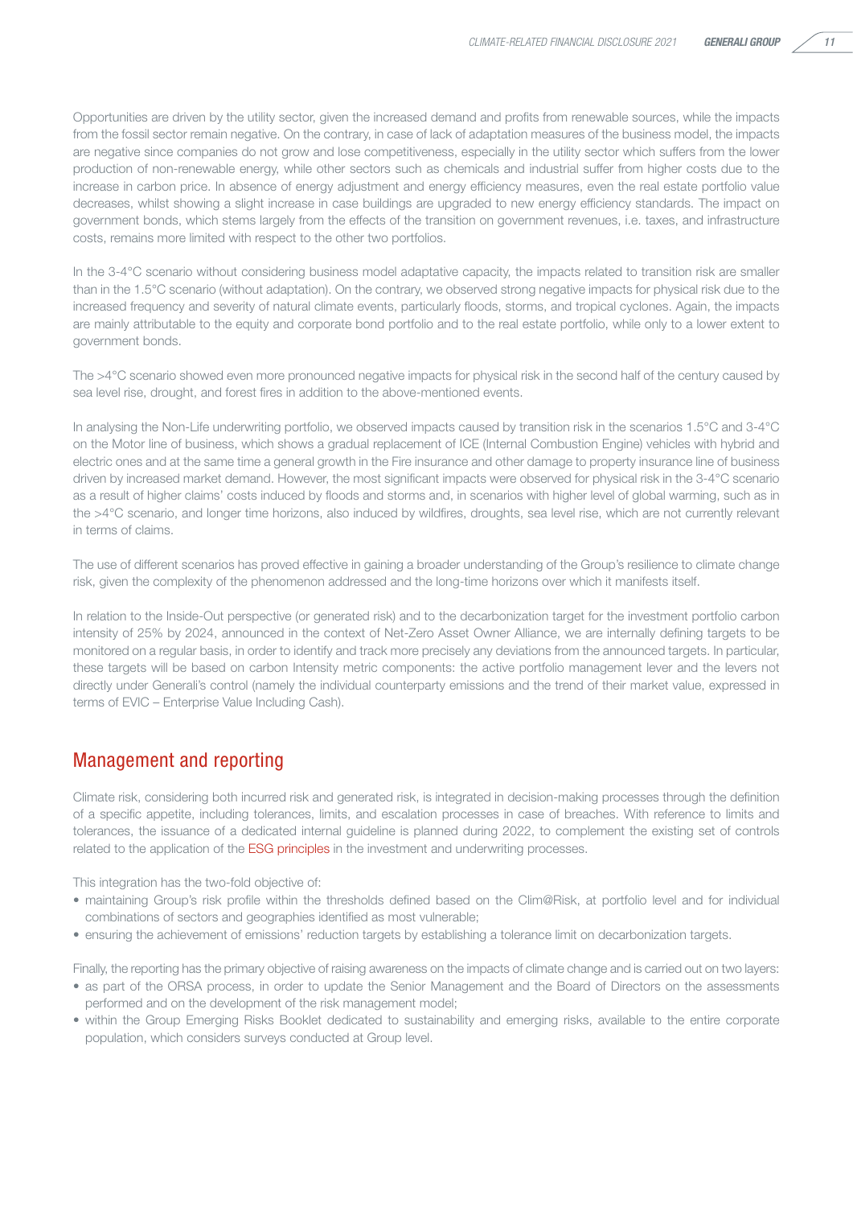Opportunities are driven by the utility sector, given the increased demand and profits from renewable sources, while the impacts from the fossil sector remain negative. On the contrary, in case of lack of adaptation measures of the business model, the impacts are negative since companies do not grow and lose competitiveness, especially in the utility sector which suffers from the lower production of non-renewable energy, while other sectors such as chemicals and industrial suffer from higher costs due to the increase in carbon price. In absence of energy adjustment and energy efficiency measures, even the real estate portfolio value decreases, whilst showing a slight increase in case buildings are upgraded to new energy efficiency standards. The impact on government bonds, which stems largely from the effects of the transition on government revenues, i.e. taxes, and infrastructure costs, remains more limited with respect to the other two portfolios.

In the 3-4°C scenario without considering business model adaptative capacity, the impacts related to transition risk are smaller than in the 1.5°C scenario (without adaptation). On the contrary, we observed strong negative impacts for physical risk due to the increased frequency and severity of natural climate events, particularly floods, storms, and tropical cyclones. Again, the impacts are mainly attributable to the equity and corporate bond portfolio and to the real estate portfolio, while only to a lower extent to government bonds.

The >4°C scenario showed even more pronounced negative impacts for physical risk in the second half of the century caused by sea level rise, drought, and forest fires in addition to the above-mentioned events.

In analysing the Non-Life underwriting portfolio, we observed impacts caused by transition risk in the scenarios 1.5°C and 3-4°C on the Motor line of business, which shows a gradual replacement of ICE (Internal Combustion Engine) vehicles with hybrid and electric ones and at the same time a general growth in the Fire insurance and other damage to property insurance line of business driven by increased market demand. However, the most significant impacts were observed for physical risk in the 3-4°C scenario as a result of higher claims' costs induced by floods and storms and, in scenarios with higher level of global warming, such as in the >4°C scenario, and longer time horizons, also induced by wildfires, droughts, sea level rise, which are not currently relevant in terms of claims.

The use of different scenarios has proved effective in gaining a broader understanding of the Group's resilience to climate change risk, given the complexity of the phenomenon addressed and the long-time horizons over which it manifests itself.

In relation to the Inside-Out perspective (or generated risk) and to the decarbonization target for the investment portfolio carbon intensity of 25% by 2024, announced in the context of Net-Zero Asset Owner Alliance, we are internally defining targets to be monitored on a regular basis, in order to identify and track more precisely any deviations from the announced targets. In particular, these targets will be based on carbon Intensity metric components: the active portfolio management lever and the levers not directly under Generali's control (namely the individual counterparty emissions and the trend of their market value, expressed in terms of EVIC – Enterprise Value Including Cash).

## Management and reporting

Climate risk, considering both incurred risk and generated risk, is integrated in decision-making processes through the definition of a specific appetite, including tolerances, limits, and escalation processes in case of breaches. With reference to limits and tolerances, the issuance of a dedicated internal guideline is planned during 2022, to complement the existing set of controls related to the application of the ESG principles in the investment and underwriting processes.

This integration has the two-fold objective of:

- maintaining Group's risk profile within the thresholds defined based on the Clim@Risk, at portfolio level and for individual combinations of sectors and geographies identified as most vulnerable;
- ensuring the achievement of emissions' reduction targets by establishing a tolerance limit on decarbonization targets.

Finally, the reporting has the primary objective of raising awareness on the impacts of climate change and is carried out on two layers:

- as part of the ORSA process, in order to update the Senior Management and the Board of Directors on the assessments performed and on the development of the risk management model;
- within the Group Emerging Risks Booklet dedicated to sustainability and emerging risks, available to the entire corporate population, which considers surveys conducted at Group level.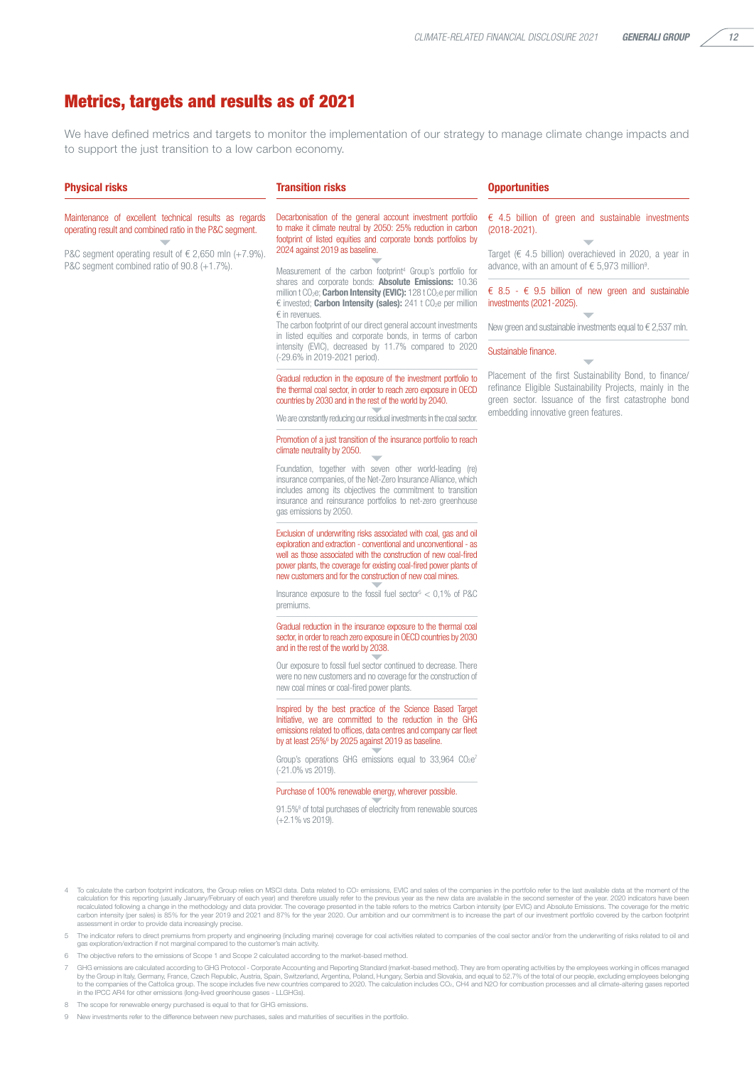# Metrics, targets and results as of 2021

We have defined metrics and targets to monitor the implementation of our strategy to manage climate change impacts and to support the just transition to a low carbon economy.

## Physical risks

Maintenance of excellent technical results as regards operating result and combined ratio in the P&C segment.

P&C segment operating result of € 2,650 mln (+7.9%). P&C segment combined ratio of 90.8 (+1.7%).

## Transition risks

Decarbonisation of the general account investment portfolio to make it climate neutral by 2050: 25% reduction in carbon footprint of listed equities and corporate bonds portfolios by 2024 against 2019 as baseline.

Measurement of the carbon footprint[4] Group's portfolio for shares and corporate bonds: **Absolute Emissions:** 10.36 million t $CO_2e$; **Carbon Intensity (EVIC):** 128 t $CO_2e$ per million € invested; **Carbon Intensity (sales):** 241 t $CO_2e$ per million € in revenues.
The carbon footprint of our direct general account investments in listed equities and corporate bonds, in terms of carbon intensity (EVIC), decreased by 11.7% compared to 2020 (-29.6% in 2019-2021 period).

Gradual reduction in the exposure of the investment portfolio to the thermal coal sector, in order to reach zero exposure in OECD countries by 2030 and in the rest of the world by 2040.

We are constantly reducing our residual investments in the coal sector.

Promotion of a just transition of the insurance portfolio to reach climate neutrality by 2050.

Foundation, together with seven other world-leading (re) insurance companies, of the Net-Zero Insurance Alliance, which includes among its objectives the commitment to transition insurance and reinsurance portfolios to net-zero greenhouse gas emissions by 2050.

Exclusion of underwriting risks associated with coal, gas and oil exploration and extraction - conventional and unconventional - as well as those associated with the construction of new coal-fired power plants, the coverage for existing coal-fired power plants of new customers and for the construction of new coal mines.

Insurance exposure to the fossil fuel sector[5] < 0,1% of P&C premiums.

Gradual reduction in the insurance exposure to the thermal coal sector, in order to reach zero exposure in OECD countries by 2030 and in the rest of the world by 2038.

Our exposure to fossil fuel sector continued to decrease. There were no new customers and no coverage for the construction of new coal mines or coal-fired power plants.

Inspired by the best practice of the Science Based Target Initiative, we are committed to the reduction in the GHG emissions related to offices, data centres and company car fleet by at least 25%[6] by 2025 against 2019 as baseline.

Group's operations GHG emissions equal to 33,964 $CO_2e$[7] (-21.0% vs 2019).

Purchase of 100% renewable energy, wherever possible.

91.5%[8] of total purchases of electricity from renewable sources (+2.1% vs 2019).

## Opportunities

€ 4.5 billion of green and sustainable investments (2018-2021).

Target (€ 4.5 billion) overachieved in 2020, a year in advance, with an amount of € 5,973 million[9].

€ 8.5 - € 9.5 billion of new green and sustainable investments (2021-2025).

New green and sustainable investments equal to € 2,537 mln.

Sustainable finance.

Placement of the first Sustainability Bond, to finance/refinance Eligible Sustainability Projects, mainly in the green sector. Issuance of the first catastrophe bond embedding innovative green features.

---

4 To calculate the carbon footprint indicators, the Group relies on MSCI data. Data related to $CO_2$ emissions, EVIC and sales of the companies in the portfolio refer to the last available data at the moment of the calculation for this reporting (usually January/February of each year) and therefore usually refer to the previous year as the new data are available in the second semester of the year. 2020 indicators have been recalculated following a change in the methodology and data provider. The coverage presented in the table refers to the metrics Carbon intensity (per EVIC) and Absolute Emissions. The coverage for the metric carbon intensity (per sales) is 85% for the year 2019 and 2021 and 87% for the year 2020. Our ambition and our commitment is to increase the part of our investment portfolio covered by the carbon footprint assessment in order to provide data increasingly precise.

5 The indicator refers to direct premiums from property and engineering (including marine) coverage for coal activities related to companies of the coal sector and/or from the underwriting of risks related to oil and gas exploration/extraction if not marginal compared to the customer's main activity.

6 The objective refers to the emissions of Scope 1 and Scope 2 calculated according to the market-based method.

7 GHG emissions are calculated according to GHG Protocol - Corporate Accounting and Reporting Standard (market-based method). They are from operating activities by the employees working in offices managed by the Group in Italy, Germany, France, Czech Republic, Austria, Spain, Switzerland, Argentina, Poland, Hungary, Serbia and Slovakia, and equal to 52.7% of the total of our people, excluding employees belonging to the companies of the Cattolica group. The scope includes five new countries compared to 2020. The calculation includes $CO_2$, $CH_4$ and $N_2O$ for combustion processes and all climate-altering gases reported in the IPCC AR4 for other emissions (long-lived greenhouse gases - LLGHGs).

8 The scope for renewable energy purchased is equal to that for GHG emissions.

9 New investments refer to the difference between new purchases, sales and maturities of securities in the portfolio.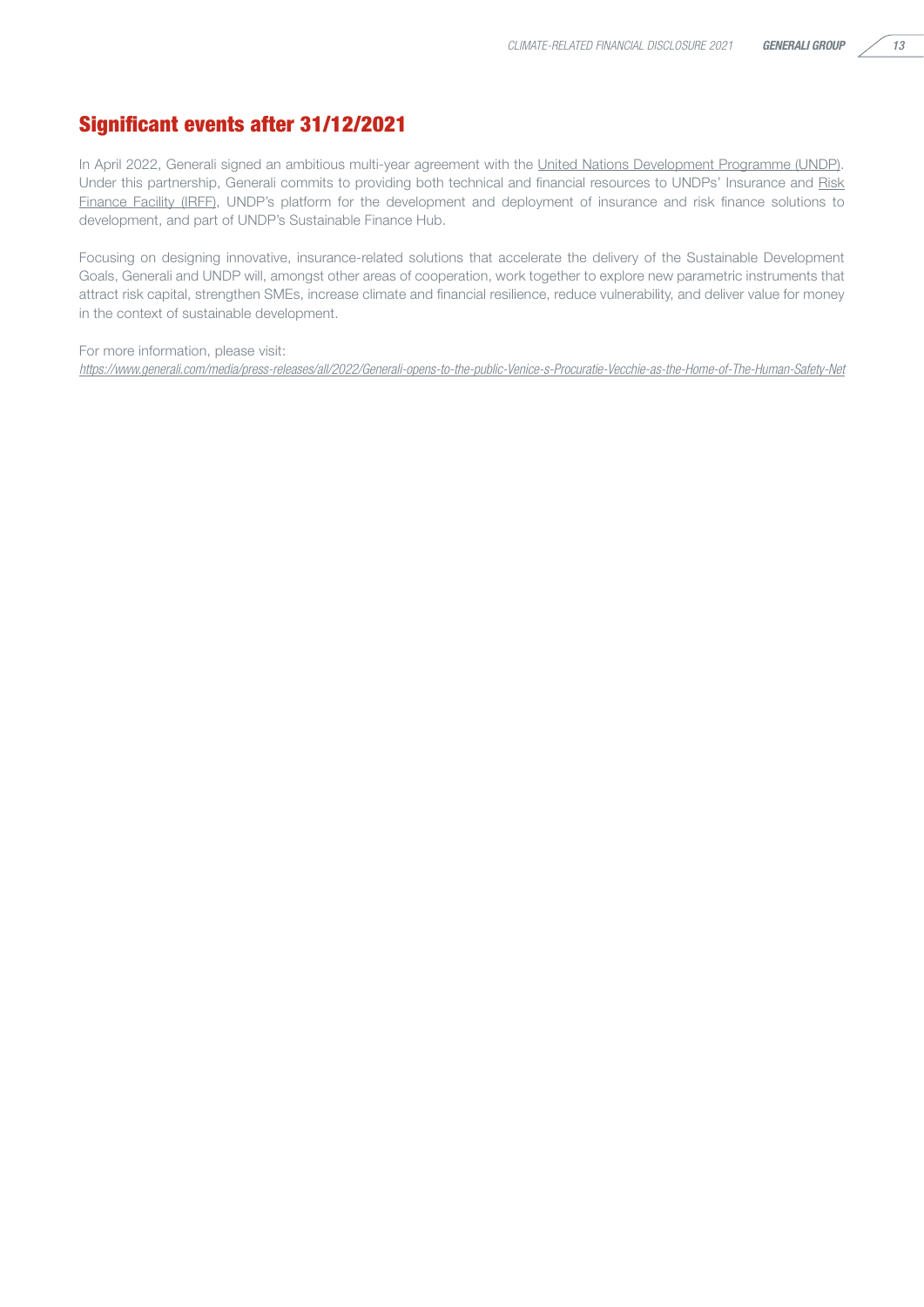## Significant events after 31/12/2021

In April 2022, Generali signed an ambitious multi-year agreement with the United Nations Development Programme (UNDP). Under this partnership, Generali commits to providing both technical and financial resources to UNDPs' Insurance and Risk Finance Facility (IRFF), UNDP's platform for the development and deployment of insurance and risk finance solutions to development, and part of UNDP's Sustainable Finance Hub.

Focusing on designing innovative, insurance-related solutions that accelerate the delivery of the Sustainable Development Goals, Generali and UNDP will, amongst other areas of cooperation, work together to explore new parametric instruments that attract risk capital, strengthen SMEs, increase climate and financial resilience, reduce vulnerability, and deliver value for money in the context of sustainable development.

For more information, please visit:
*https://www.generali.com/media/press-releases/all/2022/Generali-opens-to-the-public-Venice-s-Procuratie-Vecchie-as-the-Home-of-The-Human-Safety-Net*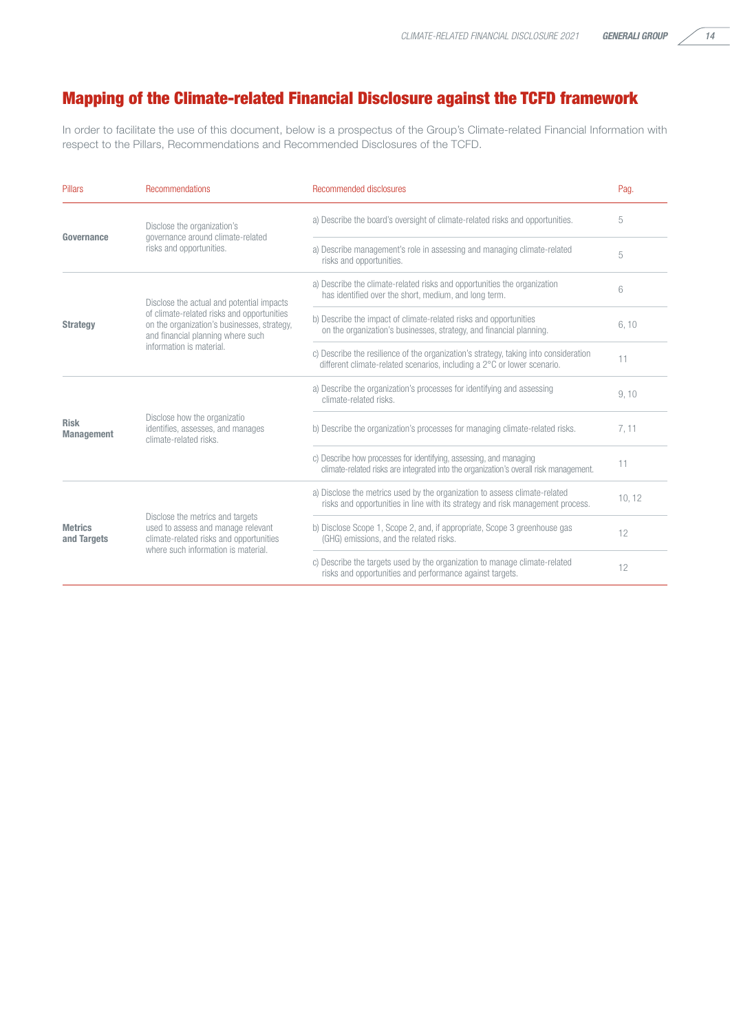## Mapping of the Climate-related Financial Disclosure against the TCFD framework

In order to facilitate the use of this document, below is a prospectus of the Group's Climate-related Financial Information with respect to the Pillars, Recommendations and Recommended Disclosures of the TCFD.

| Pillars | Recommendations | Recommended disclosures | Pag. |
|---|---|---|---|
| **Governance** | Disclose the organization's governance around climate-related risks and opportunities. | a) Describe the board's oversight of climate-related risks and opportunities. | 5 |
| | | a) Describe management's role in assessing and managing climate-related risks and opportunities. | 5 |
| **Strategy** | Disclose the actual and potential impacts of climate-related risks and opportunities on the organization's businesses, strategy, and financial planning where such information is material. | a) Describe the climate-related risks and opportunities the organization has identified over the short, medium, and long term. | 6 |
| | | b) Describe the impact of climate-related risks and opportunities on the organization's businesses, strategy, and financial planning. | 6, 10 |
| | | c) Describe the resilience of the organization's strategy, taking into consideration different climate-related scenarios, including a 2°C or lower scenario. | 11 |
| **Risk Management** | Disclose how the organizatio identifies, assesses, and manages climate-related risks. | a) Describe the organization's processes for identifying and assessing climate-related risks. | 9, 10 |
| | | b) Describe the organization's processes for managing climate-related risks. | 7, 11 |
| | | c) Describe how processes for identifying, assessing, and managing climate-related risks are integrated into the organization's overall risk management. | 11 |
| **Metrics and Targets** | Disclose the metrics and targets used to assess and manage relevant climate-related risks and opportunities where such information is material. | a) Disclose the metrics used by the organization to assess climate-related risks and opportunities in line with its strategy and risk management process. | 10, 12 |
| | | b) Disclose Scope 1, Scope 2, and, if appropriate, Scope 3 greenhouse gas (GHG) emissions, and the related risks. | 12 |
| | | c) Describe the targets used by the organization to manage climate-related risks and opportunities and performance against targets. | 12 |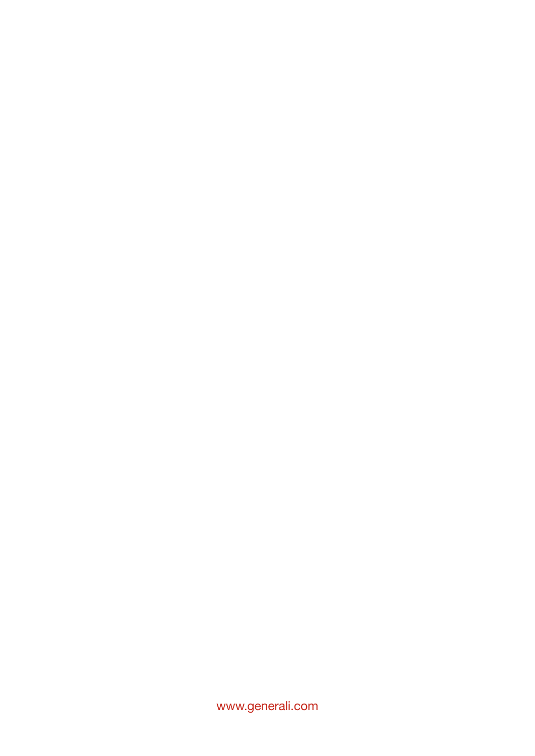www.generali.com